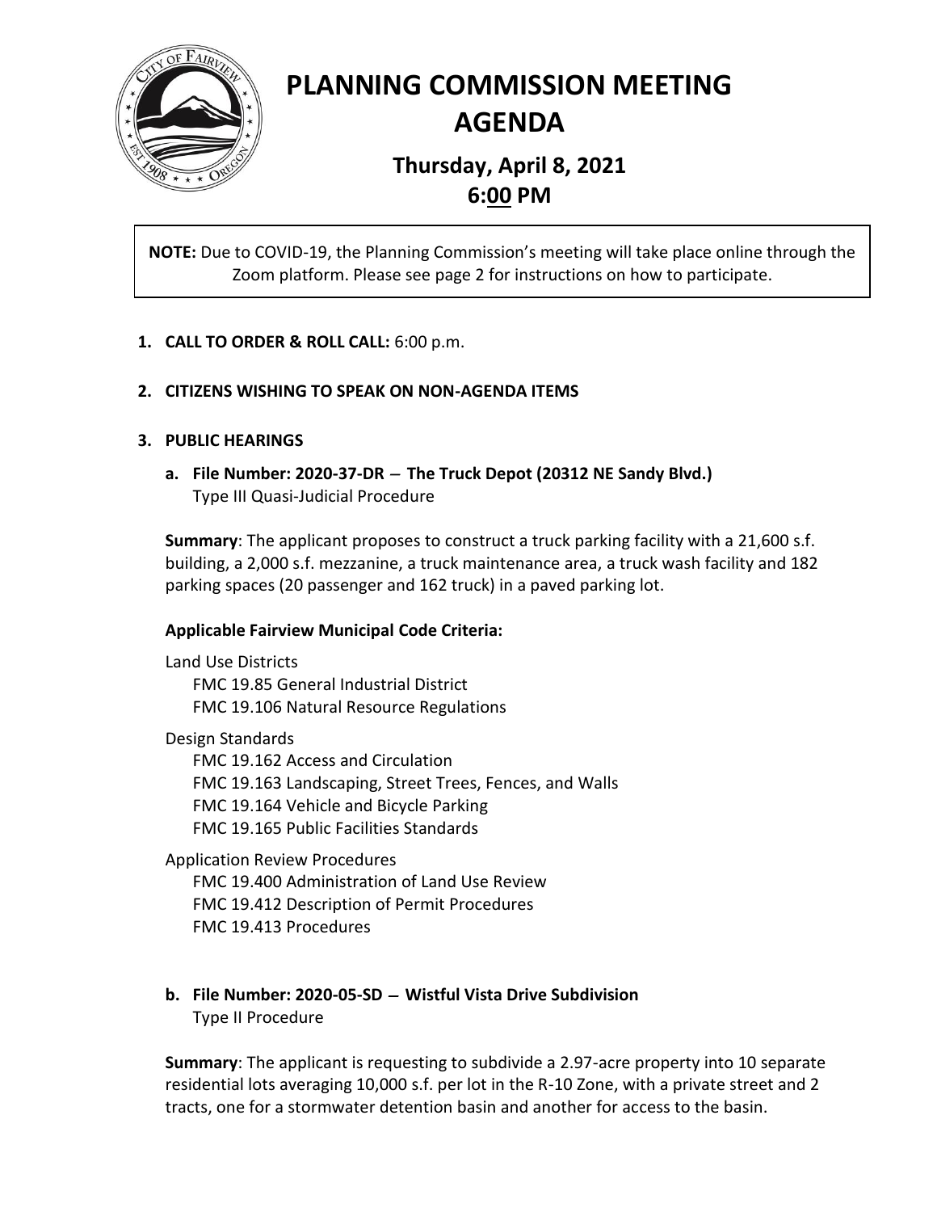# PLANNING COMMISSION MEETING AGENDA

## Thursday, April 8, 2021
## 6:00 PM

**NOTE:** Due to COVID-19, the Planning Commission's meeting will take place online through the Zoom platform. Please see page 2 for instructions on how to participate.

1. **CALL TO ORDER & ROLL CALL:** 6:00 p.m.

2. **CITIZENS WISHING TO SPEAK ON NON-AGENDA ITEMS**

3. **PUBLIC HEARINGS**

   a. **File Number: 2020-37-DR – The Truck Depot (20312 NE Sandy Blvd.)**
      Type III Quasi-Judicial Procedure

   **Summary**: The applicant proposes to construct a truck parking facility with a 21,600 s.f. building, a 2,000 s.f. mezzanine, a truck maintenance area, a truck wash facility and 182 parking spaces (20 passenger and 162 truck) in a paved parking lot.

   **Applicable Fairview Municipal Code Criteria:**

   Land Use Districts
   - FMC 19.85 General Industrial District
   - FMC 19.106 Natural Resource Regulations

   Design Standards
   - FMC 19.162 Access and Circulation
   - FMC 19.163 Landscaping, Street Trees, Fences, and Walls
   - FMC 19.164 Vehicle and Bicycle Parking
   - FMC 19.165 Public Facilities Standards

   Application Review Procedures
   - FMC 19.400 Administration of Land Use Review
   - FMC 19.412 Description of Permit Procedures
   - FMC 19.413 Procedures

   b. **File Number: 2020-05-SD – Wistful Vista Drive Subdivision**
      Type II Procedure

   **Summary**: The applicant is requesting to subdivide a 2.97-acre property into 10 separate residential lots averaging 10,000 s.f. per lot in the R-10 Zone, with a private street and 2 tracts, one for a stormwater detention basin and another for access to the basin.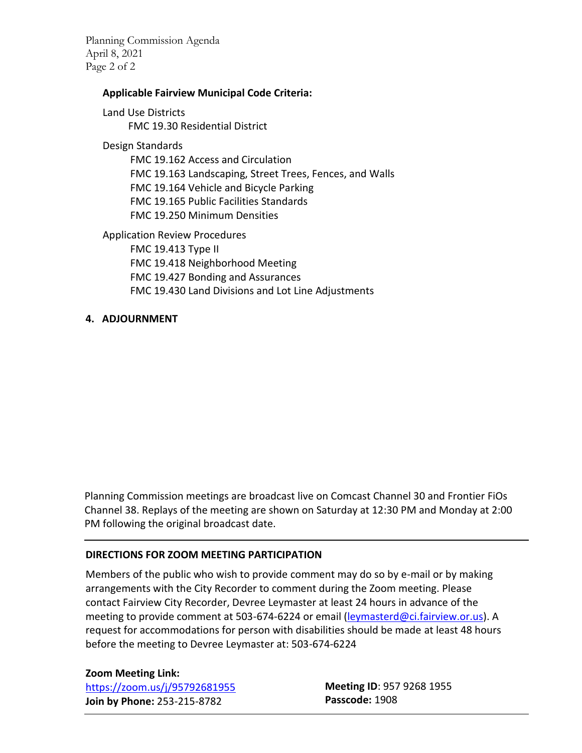**Applicable Fairview Municipal Code Criteria:**

Land Use Districts

- FMC 19.30 Residential District

Design Standards

- FMC 19.162 Access and Circulation
- FMC 19.163 Landscaping, Street Trees, Fences, and Walls
- FMC 19.164 Vehicle and Bicycle Parking
- FMC 19.165 Public Facilities Standards
- FMC 19.250 Minimum Densities

Application Review Procedures

- FMC 19.413 Type II
- FMC 19.418 Neighborhood Meeting
- FMC 19.427 Bonding and Assurances
- FMC 19.430 Land Divisions and Lot Line Adjustments

**4. ADJOURNMENT**

Planning Commission meetings are broadcast live on Comcast Channel 30 and Frontier FiOs Channel 38. Replays of the meeting are shown on Saturday at 12:30 PM and Monday at 2:00 PM following the original broadcast date.

---

**DIRECTIONS FOR ZOOM MEETING PARTICIPATION**

Members of the public who wish to provide comment may do so by e-mail or by making arrangements with the City Recorder to comment during the Zoom meeting. Please contact Fairview City Recorder, Devree Leymaster at least 24 hours in advance of the meeting to provide comment at 503-674-6224 or email (leymasterd@ci.fairview.or.us). A request for accommodations for person with disabilities should be made at least 48 hours before the meeting to Devree Leymaster at: 503-674-6224

**Zoom Meeting Link:**
https://zoom.us/j/95792681955
**Join by Phone:** 253-215-8782

**Meeting ID**: 957 9268 1955
**Passcode:** 1908